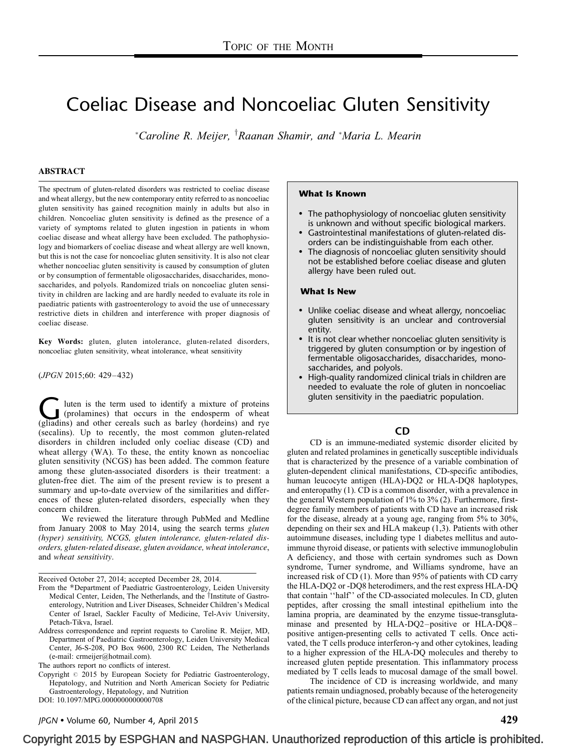Topic of the Month

# Coeliac Disease and Noncoeliac Gluten Sensitivity

[*]Caroline R. Meijer, [†]Raanan Shamir, and [*]Maria L. Mearin

## ABSTRACT

The spectrum of gluten-related disorders was restricted to coeliac disease and wheat allergy, but the new contemporary entity referred to as noncoeliac gluten sensitivity has gained recognition mainly in adults but also in children. Noncoeliac gluten sensitivity is defined as the presence of a variety of symptoms related to gluten ingestion in patients in whom coeliac disease and wheat allergy have been excluded. The pathophysiology and biomarkers of coeliac disease and wheat allergy are well known, but this is not the case for noncoeliac gluten sensitivity. It is also not clear whether noncoeliac gluten sensitivity is caused by consumption of gluten or by consumption of fermentable oligosaccharides, disaccharides, monosaccharides, and polyols. Randomized trials on noncoeliac gluten sensitivity in children are lacking and are hardly needed to evaluate its role in paediatric patients with gastroenterology to avoid the use of unnecessary restrictive diets in children and interference with proper diagnosis of coeliac disease.

**Key Words:** gluten, gluten intolerance, gluten-related disorders, noncoeliac gluten sensitivity, wheat intolerance, wheat sensitivity

(*JPGN* 2015;60: 429–432)

> **What Is Known**
>
> - The pathophysiology of noncoeliac gluten sensitivity is unknown and without specific biological markers.
> - Gastrointestinal manifestations of gluten-related disorders can be indistinguishable from each other.
> - The diagnosis of noncoeliac gluten sensitivity should not be established before coeliac disease and gluten allergy have been ruled out.
>
> **What Is New**
>
> - Unlike coeliac disease and wheat allergy, noncoeliac gluten sensitivity is an unclear and controversial entity.
> - It is not clear whether noncoeliac gluten sensitivity is triggered by gluten consumption or by ingestion of fermentable oligosaccharides, disaccharides, monosaccharides, and polyols.
> - High-quality randomized clinical trials in children are needed to evaluate the role of gluten in noncoeliac gluten sensitivity in the paediatric population.

Gluten is the term used to identify a mixture of proteins (prolamines) that occurs in the endosperm of wheat (gliadins) and other cereals such as barley (hordeins) and rye (secalins). Up to recently, the most common gluten-related disorders in children included only coeliac disease (CD) and wheat allergy (WA). To these, the entity known as noncoeliac gluten sensitivity (NCGS) has been added. The common feature among these gluten-associated disorders is their treatment: a gluten-free diet. The aim of the present review is to present a summary and up-to-date overview of the similarities and differences of these gluten-related disorders, especially when they concern children.

We reviewed the literature through PubMed and Medline from January 2008 to May 2014, using the search terms *gluten (hyper) sensitivity, NCGS, gluten intolerance, gluten-related disorders, gluten-related disease, gluten avoidance, wheat intolerance*, and *wheat sensitivity*.

## CD

CD is an immune-mediated systemic disorder elicited by gluten and related prolamines in genetically susceptible individuals that is characterized by the presence of a variable combination of gluten-dependent clinical manifestations, CD-specific antibodies, human leucocyte antigen (HLA)-DQ2 or HLA-DQ8 haplotypes, and enteropathy (1). CD is a common disorder, with a prevalence in the general Western population of 1% to 3% (2). Furthermore, first-degree family members of patients with CD have an increased risk for the disease, already at a young age, ranging from 5% to 30%, depending on their sex and HLA makeup (1,3). Patients with other autoimmune diseases, including type 1 diabetes mellitus and autoimmune thyroid disease, or patients with selective immunoglobulin A deficiency, and those with certain syndromes such as Down syndrome, Turner syndrome, and Williams syndrome, have an increased risk of CD (1). More than 95% of patients with CD carry the HLA-DQ2 or -DQ8 heterodimers, and the rest express HLA-DQ that contain ''half'' of the CD-associated molecules. In CD, gluten peptides, after crossing the small intestinal epithelium into the lamina propria, are deaminated by the enzyme tissue-transglutaminase and presented by HLA-DQ2–positive or HLA-DQ8–positive antigen-presenting cells to activated T cells. Once activated, the T cells produce interferon-γ and other cytokines, leading to a higher expression of the HLA-DQ molecules and thereby to increased gluten peptide presentation. This inflammatory process mediated by T cells leads to mucosal damage of the small bowel.

The incidence of CD is increasing worldwide, and many patients remain undiagnosed, probably because of the heterogeneity of the clinical picture, because CD can affect any organ, and not just

---

Received October 27, 2014; accepted December 28, 2014.

From the *Department of Paediatric Gastroenterology, Leiden University Medical Center, Leiden, The Netherlands, and the †Institute of Gastroenterology, Nutrition and Liver Diseases, Schneider Children's Medical Center of Israel, Sackler Faculty of Medicine, Tel-Aviv University, Petach-Tikva, Israel.

Address correspondence and reprint requests to Caroline R. Meijer, MD, Department of Paediatric Gastroenterology, Leiden University Medical Center, J6-S-208, PO Box 9600, 2300 RC Leiden, The Netherlands (e-mail: crmeijer@hotmail.com).

The authors report no conflicts of interest.

Copyright © 2015 by European Society for Pediatric Gastroenterology, Hepatology, and Nutrition and North American Society for Pediatric Gastroenterology, Hepatology, and Nutrition

DOI: 10.1097/MPG.0000000000000708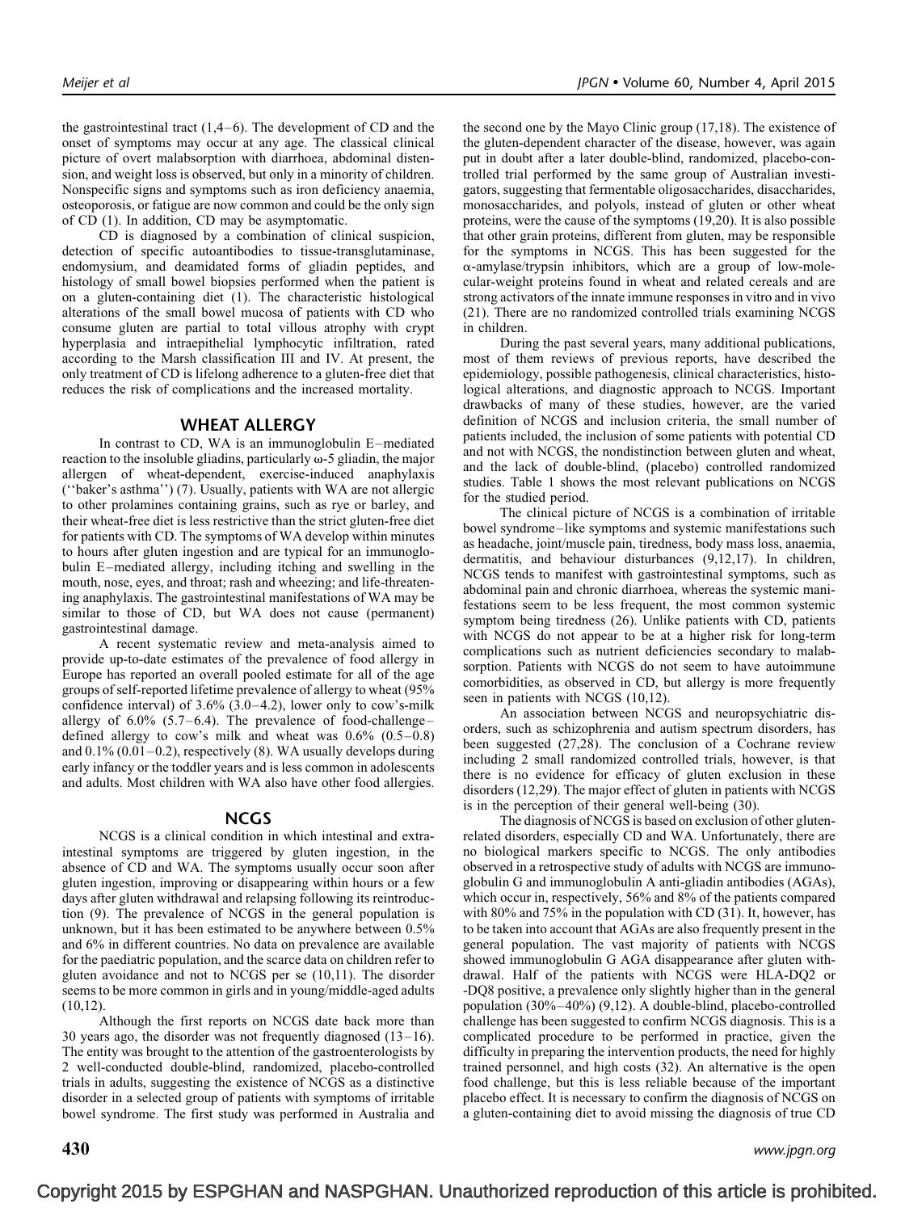the gastrointestinal tract (1,4–6). The development of CD and the onset of symptoms may occur at any age. The classical clinical picture of overt malabsorption with diarrhoea, abdominal distension, and weight loss is observed, but only in a minority of children. Nonspecific signs and symptoms such as iron deficiency anaemia, osteoporosis, or fatigue are now common and could be the only sign of CD (1). In addition, CD may be asymptomatic.

CD is diagnosed by a combination of clinical suspicion, detection of specific autoantibodies to tissue-transglutaminase, endomysium, and deamidated forms of gliadin peptides, and histology of small bowel biopsies performed when the patient is on a gluten-containing diet (1). The characteristic histological alterations of the small bowel mucosa of patients with CD who consume gluten are partial to total villous atrophy with crypt hyperplasia and intraepithelial lymphocytic infiltration, rated according to the Marsh classification III and IV. At present, the only treatment of CD is lifelong adherence to a gluten-free diet that reduces the risk of complications and the increased mortality.

## WHEAT ALLERGY

In contrast to CD, WA is an immunoglobulin E–mediated reaction to the insoluble gliadins, particularly ω-5 gliadin, the major allergen of wheat-dependent, exercise-induced anaphylaxis (''baker's asthma'') (7). Usually, patients with WA are not allergic to other prolamines containing grains, such as rye or barley, and their wheat-free diet is less restrictive than the strict gluten-free diet for patients with CD. The symptoms of WA develop within minutes to hours after gluten ingestion and are typical for an immunoglobulin E–mediated allergy, including itching and swelling in the mouth, nose, eyes, and throat; rash and wheezing; and life-threatening anaphylaxis. The gastrointestinal manifestations of WA may be similar to those of CD, but WA does not cause (permanent) gastrointestinal damage.

A recent systematic review and meta-analysis aimed to provide up-to-date estimates of the prevalence of food allergy in Europe has reported an overall pooled estimate for all of the age groups of self-reported lifetime prevalence of allergy to wheat (95% confidence interval) of 3.6% (3.0–4.2), lower only to cow's-milk allergy of 6.0% (5.7–6.4). The prevalence of food-challenge–defined allergy to cow's milk and wheat was 0.6% (0.5–0.8) and 0.1% (0.01–0.2), respectively (8). WA usually develops during early infancy or the toddler years and is less common in adolescents and adults. Most children with WA also have other food allergies.

## NCGS

NCGS is a clinical condition in which intestinal and extra-intestinal symptoms are triggered by gluten ingestion, in the absence of CD and WA. The symptoms usually occur soon after gluten ingestion, improving or disappearing within hours or a few days after gluten withdrawal and relapsing following its reintroduction (9). The prevalence of NCGS in the general population is unknown, but it has been estimated to be anywhere between 0.5% and 6% in different countries. No data on prevalence are available for the paediatric population, and the scarce data on children refer to gluten avoidance and not to NCGS per se (10,11). The disorder seems to be more common in girls and in young/middle-aged adults (10,12).

Although the first reports on NCGS date back more than 30 years ago, the disorder was not frequently diagnosed (13–16). The entity was brought to the attention of the gastroenterologists by 2 well-conducted double-blind, randomized, placebo-controlled trials in adults, suggesting the existence of NCGS as a distinctive disorder in a selected group of patients with symptoms of irritable bowel syndrome. The first study was performed in Australia and the second one by the Mayo Clinic group (17,18). The existence of the gluten-dependent character of the disease, however, was again put in doubt after a later double-blind, randomized, placebo-controlled trial performed by the same group of Australian investigators, suggesting that fermentable oligosaccharides, disaccharides, monosaccharides, and polyols, instead of gluten or other wheat proteins, were the cause of the symptoms (19,20). It is also possible that other grain proteins, different from gluten, may be responsible for the symptoms in NCGS. This has been suggested for the α-amylase/trypsin inhibitors, which are a group of low-molecular-weight proteins found in wheat and related cereals and are strong activators of the innate immune responses in vitro and in vivo (21). There are no randomized controlled trials examining NCGS in children.

During the past several years, many additional publications, most of them reviews of previous reports, have described the epidemiology, possible pathogenesis, clinical characteristics, histological alterations, and diagnostic approach to NCGS. Important drawbacks of many of these studies, however, are the varied definition of NCGS and inclusion criteria, the small number of patients included, the inclusion of some patients with potential CD and not with NCGS, the nondistinction between gluten and wheat, and the lack of double-blind, (placebo) controlled randomized studies. Table 1 shows the most relevant publications on NCGS for the studied period.

The clinical picture of NCGS is a combination of irritable bowel syndrome–like symptoms and systemic manifestations such as headache, joint/muscle pain, tiredness, body mass loss, anaemia, dermatitis, and behaviour disturbances (9,12,17). In children, NCGS tends to manifest with gastrointestinal symptoms, such as abdominal pain and chronic diarrhoea, whereas the systemic manifestations seem to be less frequent, the most common systemic symptom being tiredness (26). Unlike patients with CD, patients with NCGS do not appear to be at a higher risk for long-term complications such as nutrient deficiencies secondary to malabsorption. Patients with NCGS do not seem to have autoimmune comorbidities, as observed in CD, but allergy is more frequently seen in patients with NCGS (10,12).

An association between NCGS and neuropsychiatric disorders, such as schizophrenia and autism spectrum disorders, has been suggested (27,28). The conclusion of a Cochrane review including 2 small randomized controlled trials, however, is that there is no evidence for efficacy of gluten exclusion in these disorders (12,29). The major effect of gluten in patients with NCGS is in the perception of their general well-being (30).

The diagnosis of NCGS is based on exclusion of other gluten-related disorders, especially CD and WA. Unfortunately, there are no biological markers specific to NCGS. The only antibodies observed in a retrospective study of adults with NCGS are immunoglobulin G and immunoglobulin A anti-gliadin antibodies (AGAs), which occur in, respectively, 56% and 8% of the patients compared with 80% and 75% in the population with CD (31). It, however, has to be taken into account that AGAs are also frequently present in the general population. The vast majority of patients with NCGS showed immunoglobulin G AGA disappearance after gluten withdrawal. Half of the patients with NCGS were HLA-DQ2 or -DQ8 positive, a prevalence only slightly higher than in the general population (30%–40%) (9,12). A double-blind, placebo-controlled challenge has been suggested to confirm NCGS diagnosis. This is a complicated procedure to be performed in practice, given the difficulty in preparing the intervention products, the need for highly trained personnel, and high costs (32). An alternative is the open food challenge, but this is less reliable because of the important placebo effect. It is necessary to confirm the diagnosis of NCGS on a gluten-containing diet to avoid missing the diagnosis of true CD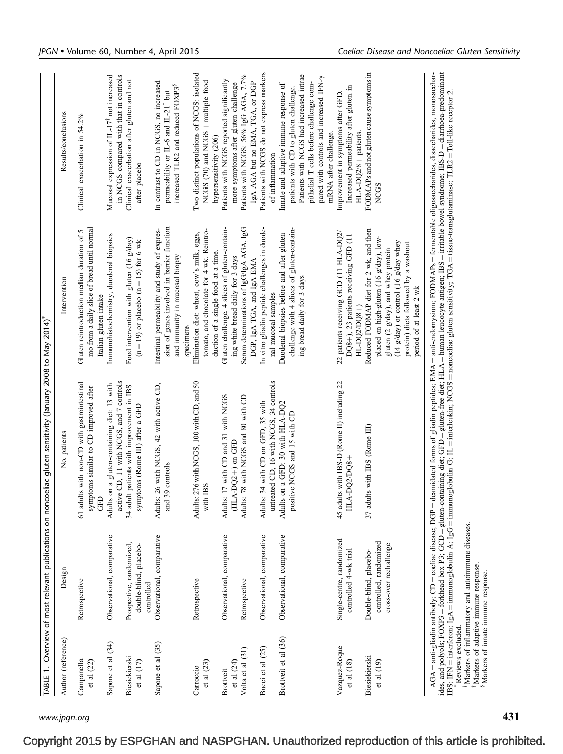TABLE 1. Overview of most relevant publications on noncoeliac gluten sensitivity (January 2008 to May 2014)*

| Author (reference) | Design | No. patients | Intervention | Results/conclusions |
| --- | --- | --- | --- | --- |
| Campanella et al (22) | Retrospective | 61 adults with non-CD with gastrointestinal symptoms similar to CD improved after GFD | Gluten reintroduction median duration of 5 mo from a daily slice of bread until normal Italian gluten intake | Clinical exacerbation in 54.2% |
| Sapone et al (34) | Observational, comparative | Adults on a gluten-containing diet: 13 with active CD, 11 with NCGS, and 7 controls | Immunohistochemistry, duodenal biopsies | Mucosal expression of IL-17[†] not increased in NCGS compared with that in controls |
| Biesiekierski et al (17) | Prospective, randomized, double-blind, placebo-controlled | 34 adult patients with improvement in IBS symptoms (Rome III) after a GFD | Food intervention with gluten (16 g/day) (n = 19) or placebo (n = 15) for 6 wk | Clinical exacerbation after gluten and not after placebo |
| Sapone et al (35) | Observational, comparative | Adults: 26 with NCGS, 42 with active CD, and 39 controls | Intestinal permeability and study of expression of genes involved in barrier function and immunity in mucosal biopsy specimens | In contrast to CD in NCGS, no increased permeability or IL-6 and IL-21[‡] but increased TLR2 and reduced FOXP3[§] |
| Carroccio et al (23) | Retrospective | Adults: 276 with NCGS, 100 with CD, and 50 with IBS | Elimination diet: wheat, cow's milk, eggs, tomato, and chocolate for 4 wk. Reintroduction of a single food at a time. | Two distinct populations of NCGS: isolated NCGS (70) and NCGS + multiple food hypersensitivity (206) |
| Brottveit et al (24) | Observational, comparative | Adults: 17 with CD and 31 with NCGS (HLA-DQ2+) on GFD | Gluten challenge, 4 slices of gluten-containing white bread daily for 3 days | Patients with NCGS reported significantly more symptoms after gluten challenge |
| Volta et al (31) | Retrospective | Adults: 78 with NCGS and 80 with CD | Serum determinations of IgG/IgA AGA, IgG DGP, IgA TGA, and IgA EMA | Patients with NCGS: 56% IgG AGA, 7.7% IgA AGA but no EMA, TGA, or DGP |
| Bucci et al (25) | Observational, comparative | Adults: 34 with CD on GFD, 35 with untreated CD, 16 with NCGS, 34 controls | In vitro gliadin peptide challenges in duodenal mucosal samples | Patients with NCGS do not express markers of inflammation |
| Brottveit et al (36) | Observational, comparative | Adults on a GFD: 30 with HLA-DQ2–positive NCGS and 15 with CD | Duodenal biopsies before and after gluten challenge with 4 slices of gluten-containing bread daily for 3 days | Innate and adaptive immune response of patients with CD to gluten challenge. Patients with NCGS had increased intraepithelial T cells before challenge compared with controls and increased IFN-γ mRNA after challenge. |
| Vazquez-Roque et al (18) | Single-centre, randomized controlled 4-wk trial | 45 adults with IBS-D (Rome II) including 22 HLA-DQ2/DQ8+ | 22 patients receiving GCD (11 HLA-DQ2/DQ8+), 23 patients receiving GFD (11 HL-DQ2/DQ8+) | Improvement in symptoms after GFD. Increased permeability after gluten in HLA-DQ2/8+ patients. |
| Biesiekierski et al (19) | Double-blind, placebo-controlled, randomized cross-over rechallenge | 37 adults with IBS (Rome III) | Reduced FODMAP diet for 2 wk, and then placed on high-gluten (16 g/day), low-gluten (2 g/day), and whey protein (14 g/day) or control (16 g/day whey protein) diets followed by a washout period of at least 2 wk | FODMAPs and not gluten cause symptoms in NCGS |

AGA = anti-gliadin antibody; CD = coeliac disease; DGP = deamidated forms of gliadin peptides; EMA = anti-endomysium; FODMAPs = fermentable oligosaccharides, disaccharides, monosaccharides, and polyols; FOXP3 = forkhead box P3; GCD = gluten-containing diet; GFD = gluten-free diet; HLA = human leucocyte antigen; IBS = irritable bowel syndrome; IBS-D = diarrhoea-predominant IBS; IFN = interferon; IgA = immunoglobulin A; IgG = immunoglobulin G; IL = interleukin; NCGS = noncoeliac gluten sensitivity; TGA = tissue-transglutaminase; TLR2 = Toll-like receptor 2.

*Reviews excluded.

[†]Markers of inflammatory and autoimmune diseases.

[‡]Markers of adaptive immune response.

[§]Markers of innate immune response.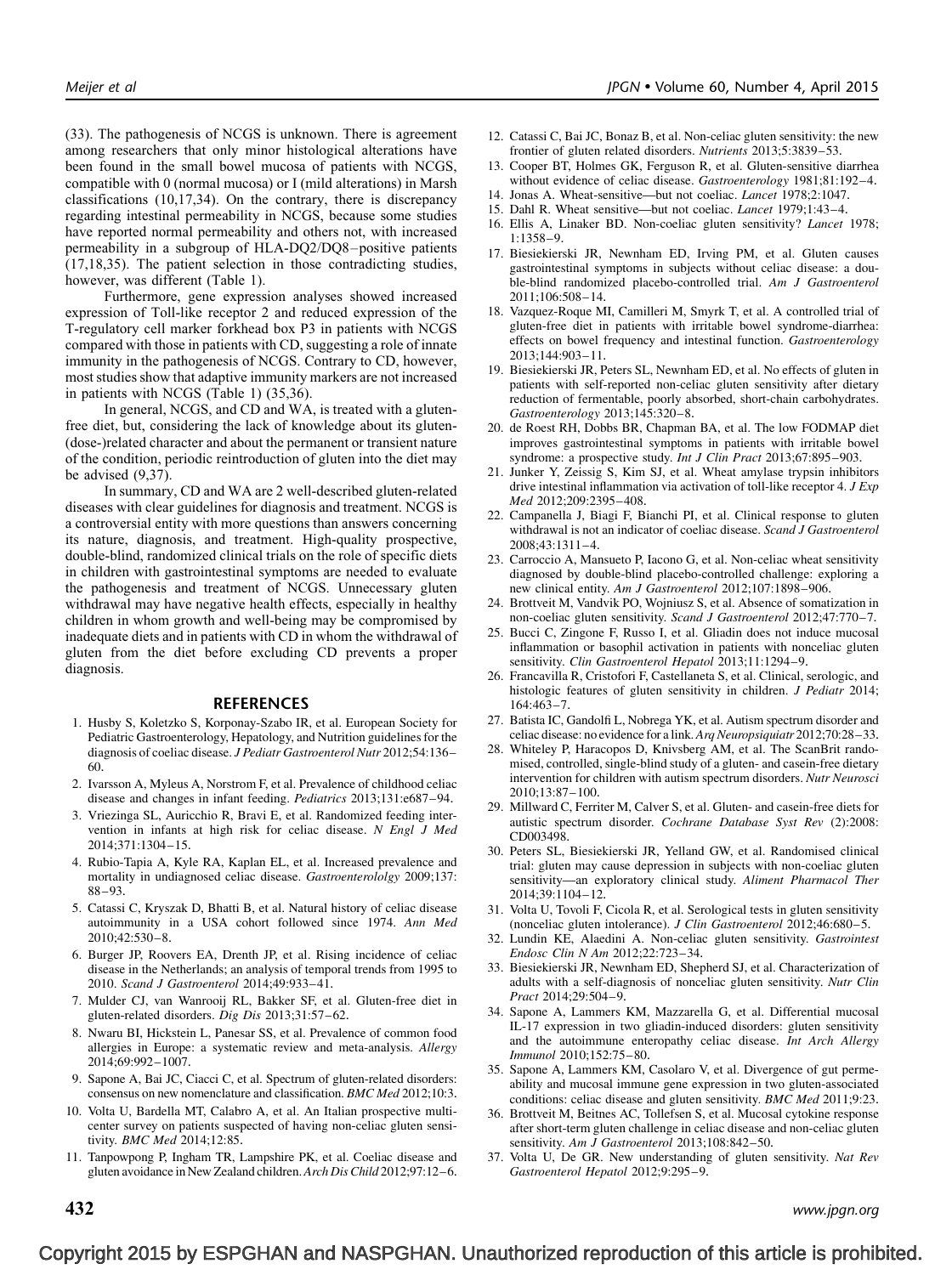(33). The pathogenesis of NCGS is unknown. There is agreement among researchers that only minor histological alterations have been found in the small bowel mucosa of patients with NCGS, compatible with 0 (normal mucosa) or I (mild alterations) in Marsh classifications (10,17,34). On the contrary, there is discrepancy regarding intestinal permeability in NCGS, because some studies have reported normal permeability and others not, with increased permeability in a subgroup of HLA-DQ2/DQ8–positive patients (17,18,35). The patient selection in those contradicting studies, however, was different (Table 1).

Furthermore, gene expression analyses showed increased expression of Toll-like receptor 2 and reduced expression of the T-regulatory cell marker forkhead box P3 in patients with NCGS compared with those in patients with CD, suggesting a role of innate immunity in the pathogenesis of NCGS. Contrary to CD, however, most studies show that adaptive immunity markers are not increased in patients with NCGS (Table 1) (35,36).

In general, NCGS, and CD and WA, is treated with a gluten-free diet, but, considering the lack of knowledge about its gluten-(dose-)related character and about the permanent or transient nature of the condition, periodic reintroduction of gluten into the diet may be advised (9,37).

In summary, CD and WA are 2 well-described gluten-related diseases with clear guidelines for diagnosis and treatment. NCGS is a controversial entity with more questions than answers concerning its nature, diagnosis, and treatment. High-quality prospective, double-blind, randomized clinical trials on the role of specific diets in children with gastrointestinal symptoms are needed to evaluate the pathogenesis and treatment of NCGS. Unnecessary gluten withdrawal may have negative health effects, especially in healthy children in whom growth and well-being may be compromised by inadequate diets and in patients with CD in whom the withdrawal of gluten from the diet before excluding CD prevents a proper diagnosis.

## REFERENCES

1. Husby S, Koletzko S, Korponay-Szabo IR, et al. European Society for Pediatric Gastroenterology, Hepatology, and Nutrition guidelines for the diagnosis of coeliac disease. *J Pediatr Gastroenterol Nutr* 2012;54:136–60.
2. Ivarsson A, Myleus A, Norstrom F, et al. Prevalence of childhood celiac disease and changes in infant feeding. *Pediatrics* 2013;131:e687–94.
3. Vriezinga SL, Auricchio R, Bravi E, et al. Randomized feeding intervention in infants at high risk for celiac disease. *N Engl J Med* 2014;371:1304–15.
4. Rubio-Tapia A, Kyle RA, Kaplan EL, et al. Increased prevalence and mortality in undiagnosed celiac disease. *Gastroenterololgy* 2009;137:88–93.
5. Catassi C, Kryszak D, Bhatti B, et al. Natural history of celiac disease autoimmunity in a USA cohort followed since 1974. *Ann Med* 2010;42:530–8.
6. Burger JP, Roovers EA, Drenth JP, et al. Rising incidence of celiac disease in the Netherlands; an analysis of temporal trends from 1995 to 2010. *Scand J Gastroenterol* 2014;49:933–41.
7. Mulder CJ, van Wanrooij RL, Bakker SF, et al. Gluten-free diet in gluten-related disorders. *Dig Dis* 2013;31:57–62.
8. Nwaru BI, Hickstein L, Panesar SS, et al. Prevalence of common food allergies in Europe: a systematic review and meta-analysis. *Allergy* 2014;69:992–1007.
9. Sapone A, Bai JC, Ciacci C, et al. Spectrum of gluten-related disorders: consensus on new nomenclature and classification. *BMC Med* 2012;10:3.
10. Volta U, Bardella MT, Calabro A, et al. An Italian prospective multicenter survey on patients suspected of having non-celiac gluten sensitivity. *BMC Med* 2014;12:85.
11. Tanpowpong P, Ingham TR, Lampshire PK, et al. Coeliac disease and gluten avoidance in New Zealand children. *Arch Dis Child* 2012;97:12–6.
12. Catassi C, Bai JC, Bonaz B, et al. Non-celiac gluten sensitivity: the new frontier of gluten related disorders. *Nutrients* 2013;5:3839–53.
13. Cooper BT, Holmes GK, Ferguson R, et al. Gluten-sensitive diarrhea without evidence of celiac disease. *Gastroenterology* 1981;81:192–4.
14. Jonas A. Wheat-sensitive—but not coeliac. *Lancet* 1978;2:1047.
15. Dahl R. Wheat sensitive—but not coeliac. *Lancet* 1979;1:43–4.
16. Ellis A, Linaker BD. Non-coeliac gluten sensitivity? *Lancet* 1978; 1:1358–9.
17. Biesiekierski JR, Newnham ED, Irving PM, et al. Gluten causes gastrointestinal symptoms in subjects without celiac disease: a double-blind randomized placebo-controlled trial. *Am J Gastroenterol* 2011;106:508–14.
18. Vazquez-Roque MI, Camilleri M, Smyrk T, et al. A controlled trial of gluten-free diet in patients with irritable bowel syndrome-diarrhea: effects on bowel frequency and intestinal function. *Gastroenterology* 2013;144:903–11.
19. Biesiekierski JR, Peters SL, Newnham ED, et al. No effects of gluten in patients with self-reported non-celiac gluten sensitivity after dietary reduction of fermentable, poorly absorbed, short-chain carbohydrates. *Gastroenterology* 2013;145:320–8.
20. de Roest RH, Dobbs BR, Chapman BA, et al. The low FODMAP diet improves gastrointestinal symptoms in patients with irritable bowel syndrome: a prospective study. *Int J Clin Pract* 2013;67:895–903.
21. Junker Y, Zeissig S, Kim SJ, et al. Wheat amylase trypsin inhibitors drive intestinal inflammation via activation of toll-like receptor 4. *J Exp Med* 2012;209:2395–408.
22. Campanella J, Biagi F, Bianchi PI, et al. Clinical response to gluten withdrawal is not an indicator of coeliac disease. *Scand J Gastroenterol* 2008;43:1311–4.
23. Carroccio A, Mansueto P, Iacono G, et al. Non-celiac wheat sensitivity diagnosed by double-blind placebo-controlled challenge: exploring a new clinical entity. *Am J Gastroenterol* 2012;107:1898–906.
24. Brottveit M, Vandvik PO, Wojniusz S, et al. Absence of somatization in non-coeliac gluten sensitivity. *Scand J Gastroenterol* 2012;47:770–7.
25. Bucci C, Zingone F, Russo I, et al. Gliadin does not induce mucosal inflammation or basophil activation in patients with nonceliac gluten sensitivity. *Clin Gastroenterol Hepatol* 2013;11:1294–9.
26. Francavilla R, Cristofori F, Castellaneta S, et al. Clinical, serologic, and histologic features of gluten sensitivity in children. *J Pediatr* 2014; 164:463–7.
27. Batista IC, Gandolfi L, Nobrega YK, et al. Autism spectrum disorder and celiac disease: no evidence for a link. *Arq Neuropsiquiatr* 2012;70:28–33.
28. Whiteley P, Haracopos D, Knivsberg AM, et al. The ScanBrit randomised, controlled, single-blind study of a gluten- and casein-free dietary intervention for children with autism spectrum disorders. *Nutr Neurosci* 2010;13:87–100.
29. Millward C, Ferriter M, Calver S, et al. Gluten- and casein-free diets for autistic spectrum disorder. *Cochrane Database Syst Rev* (2):2008: CD003498.
30. Peters SL, Biesiekierski JR, Yelland GW, et al. Randomised clinical trial: gluten may cause depression in subjects with non-coeliac gluten sensitivity—an exploratory clinical study. *Aliment Pharmacol Ther* 2014;39:1104–12.
31. Volta U, Tovoli F, Cicola R, et al. Serological tests in gluten sensitivity (nonceliac gluten intolerance). *J Clin Gastroenterol* 2012;46:680–5.
32. Lundin KE, Alaedini A. Non-celiac gluten sensitivity. *Gastrointest Endosc Clin N Am* 2012;22:723–34.
33. Biesiekierski JR, Newnham ED, Shepherd SJ, et al. Characterization of adults with a self-diagnosis of nonceliac gluten sensitivity. *Nutr Clin Pract* 2014;29:504–9.
34. Sapone A, Lammers KM, Mazzarella G, et al. Differential mucosal IL-17 expression in two gliadin-induced disorders: gluten sensitivity and the autoimmune enteropathy celiac disease. *Int Arch Allergy Immunol* 2010;152:75–80.
35. Sapone A, Lammers KM, Casolaro V, et al. Divergence of gut permeability and mucosal immune gene expression in two gluten-associated conditions: celiac disease and gluten sensitivity. *BMC Med* 2011;9:23.
36. Brottveit M, Beitnes AC, Tollefsen S, et al. Mucosal cytokine response after short-term gluten challenge in celiac disease and non-celiac gluten sensitivity. *Am J Gastroenterol* 2013;108:842–50.
37. Volta U, De GR. New understanding of gluten sensitivity. *Nat Rev Gastroenterol Hepatol* 2012;9:295–9.

Copyright 2015 by ESPGHAN and NASPGHAN. Unauthorized reproduction of this article is prohibited.